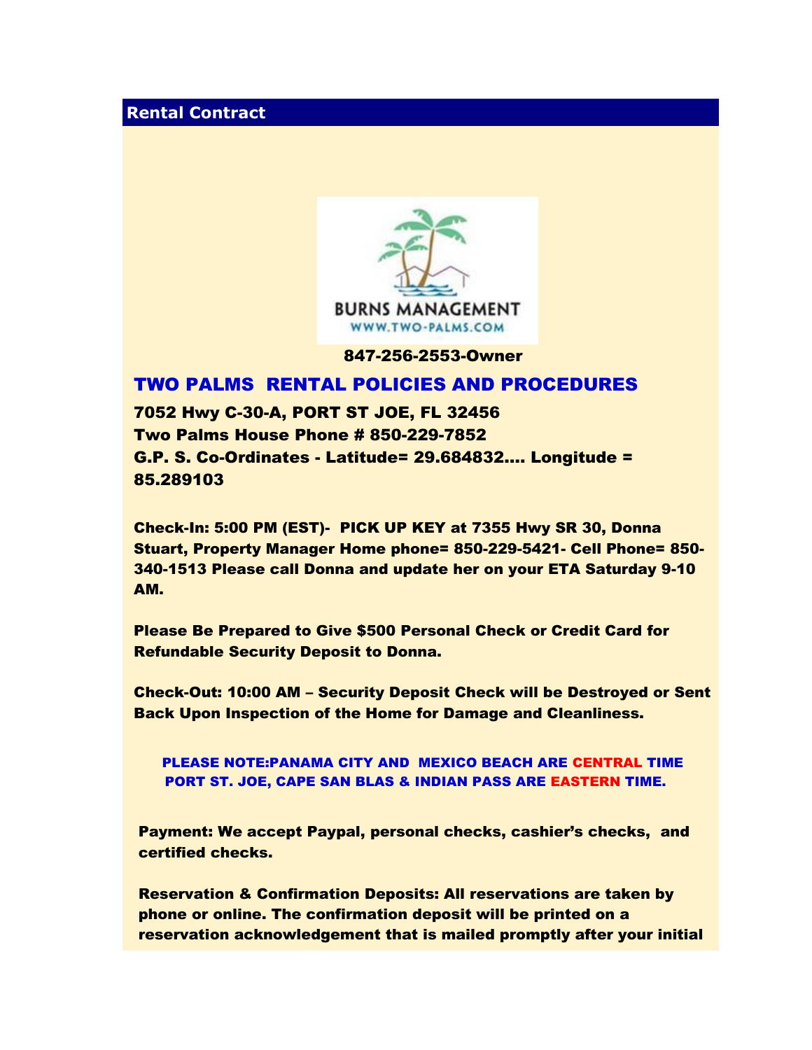## Rental Contract

BURNS MANAGEMENT
WWW.TWO-PALMS.COM

**847-256-2553-Owner**

# TWO PALMS RENTAL POLICIES AND PROCEDURES

**7052 Hwy C-30-A, PORT ST JOE, FL 32456**
**Two Palms House Phone # 850-229-7852**
**G.P. S. Co-Ordinates - Latitude= 29.684832.... Longitude = 85.289103**

**Check-In: 5:00 PM (EST)- PICK UP KEY at 7355 Hwy SR 30, Donna Stuart, Property Manager Home phone= 850-229-5421- Cell Phone= 850-340-1513 Please call Donna and update her on your ETA Saturday 9-10 AM.**

**Please Be Prepared to Give $500 Personal Check or Credit Card for Refundable Security Deposit to Donna.**

**Check-Out: 10:00 AM – Security Deposit Check will be Destroyed or Sent Back Upon Inspection of the Home for Damage and Cleanliness.**

**PLEASE NOTE:PANAMA CITY AND MEXICO BEACH ARE CENTRAL TIME PORT ST. JOE, CAPE SAN BLAS & INDIAN PASS ARE EASTERN TIME.**

**Payment: We accept Paypal, personal checks, cashier's checks, and certified checks.**

**Reservation & Confirmation Deposits: All reservations are taken by phone or online. The confirmation deposit will be printed on a reservation acknowledgement that is mailed promptly after your initial**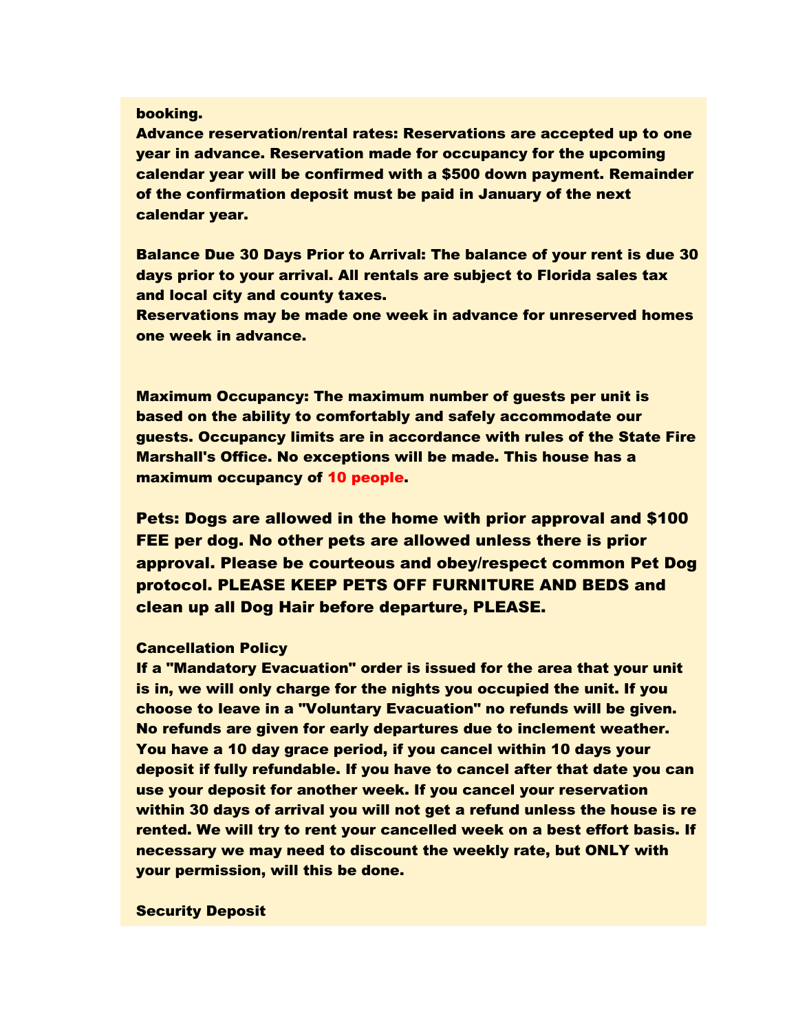booking.

Advance reservation/rental rates: Reservations are accepted up to one year in advance. Reservation made for occupancy for the upcoming calendar year will be confirmed with a $500 down payment. Remainder of the confirmation deposit must be paid in January of the next calendar year.

Balance Due 30 Days Prior to Arrival: The balance of your rent is due 30 days prior to your arrival. All rentals are subject to Florida sales tax and local city and county taxes.

Reservations may be made one week in advance for unreserved homes one week in advance.

Maximum Occupancy: The maximum number of guests per unit is based on the ability to comfortably and safely accommodate our guests. Occupancy limits are in accordance with rules of the State Fire Marshall's Office. No exceptions will be made. This house has a maximum occupancy of 10 people.

Pets: Dogs are allowed in the home with prior approval and $100 FEE per dog. No other pets are allowed unless there is prior approval. Please be courteous and obey/respect common Pet Dog protocol. PLEASE KEEP PETS OFF FURNITURE AND BEDS and clean up all Dog Hair before departure, PLEASE.

**Cancellation Policy**

If a "Mandatory Evacuation" order is issued for the area that your unit is in, we will only charge for the nights you occupied the unit. If you choose to leave in a "Voluntary Evacuation" no refunds will be given. No refunds are given for early departures due to inclement weather. You have a 10 day grace period, if you cancel within 10 days your deposit if fully refundable. If you have to cancel after that date you can use your deposit for another week. If you cancel your reservation within 30 days of arrival you will not get a refund unless the house is re rented. We will try to rent your cancelled week on a best effort basis. If necessary we may need to discount the weekly rate, but ONLY with your permission, will this be done.

**Security Deposit**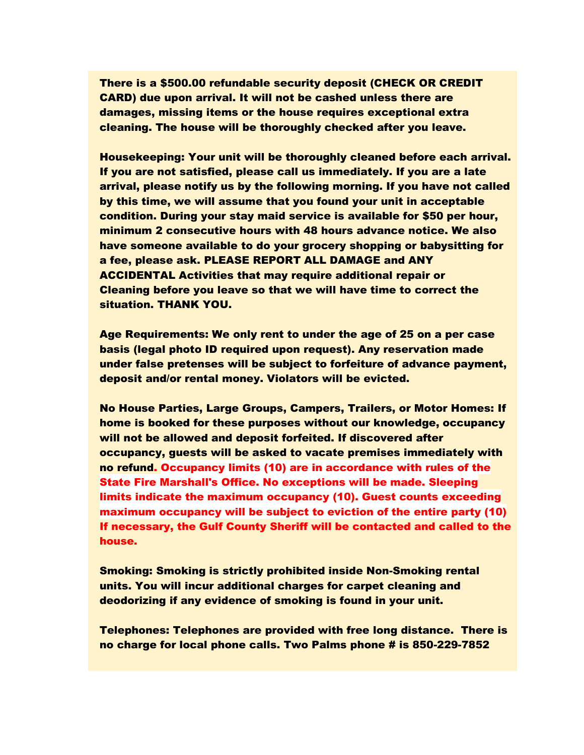**There is a $500.00 refundable security deposit (CHECK OR CREDIT CARD) due upon arrival. It will not be cashed unless there are damages, missing items or the house requires exceptional extra cleaning. The house will be thoroughly checked after you leave.**

**Housekeeping: Your unit will be thoroughly cleaned before each arrival. If you are not satisfied, please call us immediately. If you are a late arrival, please notify us by the following morning. If you have not called by this time, we will assume that you found your unit in acceptable condition. During your stay maid service is available for $50 per hour, minimum 2 consecutive hours with 48 hours advance notice. We also have someone available to do your grocery shopping or babysitting for a fee, please ask. PLEASE REPORT ALL DAMAGE and ANY ACCIDENTAL Activities that may require additional repair or Cleaning before you leave so that we will have time to correct the situation. THANK YOU.**

**Age Requirements: We only rent to under the age of 25 on a per case basis (legal photo ID required upon request). Any reservation made under false pretenses will be subject to forfeiture of advance payment, deposit and/or rental money. Violators will be evicted.**

**No House Parties, Large Groups, Campers, Trailers, or Motor Homes: If home is booked for these purposes without our knowledge, occupancy will not be allowed and deposit forfeited. If discovered after occupancy, guests will be asked to vacate premises immediately with no refund. Occupancy limits (10) are in accordance with rules of the State Fire Marshall's Office. No exceptions will be made. Sleeping limits indicate the maximum occupancy (10). Guest counts exceeding maximum occupancy will be subject to eviction of the entire party (10) If necessary, the Gulf County Sheriff will be contacted and called to the house.**

**Smoking: Smoking is strictly prohibited inside Non-Smoking rental units. You will incur additional charges for carpet cleaning and deodorizing if any evidence of smoking is found in your unit.**

**Telephones: Telephones are provided with free long distance. There is no charge for local phone calls. Two Palms phone # is 850-229-7852**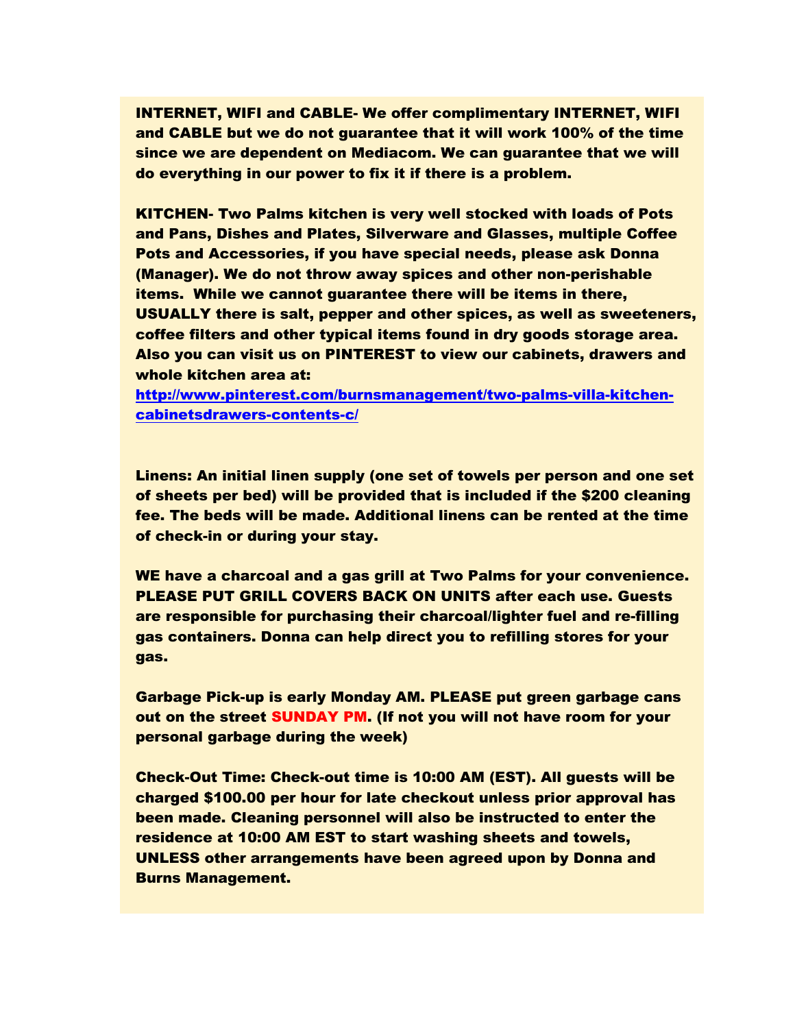**INTERNET, WIFI and CABLE- We offer complimentary INTERNET, WIFI and CABLE but we do not guarantee that it will work 100% of the time since we are dependent on Mediacom. We can guarantee that we will do everything in our power to fix it if there is a problem.**

**KITCHEN- Two Palms kitchen is very well stocked with loads of Pots and Pans, Dishes and Plates, Silverware and Glasses, multiple Coffee Pots and Accessories, if you have special needs, please ask Donna (Manager). We do not throw away spices and other non-perishable items. While we cannot guarantee there will be items in there, USUALLY there is salt, pepper and other spices, as well as sweeteners, coffee filters and other typical items found in dry goods storage area. Also you can visit us on PINTEREST to view our cabinets, drawers and whole kitchen area at:**
**[http://www.pinterest.com/burnsmanagement/two-palms-villa-kitchen-cabinetsdrawers-contents-c/](http://www.pinterest.com/burnsmanagement/two-palms-villa-kitchen-cabinetsdrawers-contents-c/)**

**Linens: An initial linen supply (one set of towels per person and one set of sheets per bed) will be provided that is included if the $200 cleaning fee. The beds will be made. Additional linens can be rented at the time of check-in or during your stay.**

**WE have a charcoal and a gas grill at Two Palms for your convenience. PLEASE PUT GRILL COVERS BACK ON UNITS after each use. Guests are responsible for purchasing their charcoal/lighter fuel and re-filling gas containers. Donna can help direct you to refilling stores for your gas.**

**Garbage Pick-up is early Monday AM. PLEASE put green garbage cans out on the street SUNDAY PM. (If not you will not have room for your personal garbage during the week)**

**Check-Out Time: Check-out time is 10:00 AM (EST). All guests will be charged $100.00 per hour for late checkout unless prior approval has been made. Cleaning personnel will also be instructed to enter the residence at 10:00 AM EST to start washing sheets and towels, UNLESS other arrangements have been agreed upon by Donna and Burns Management.**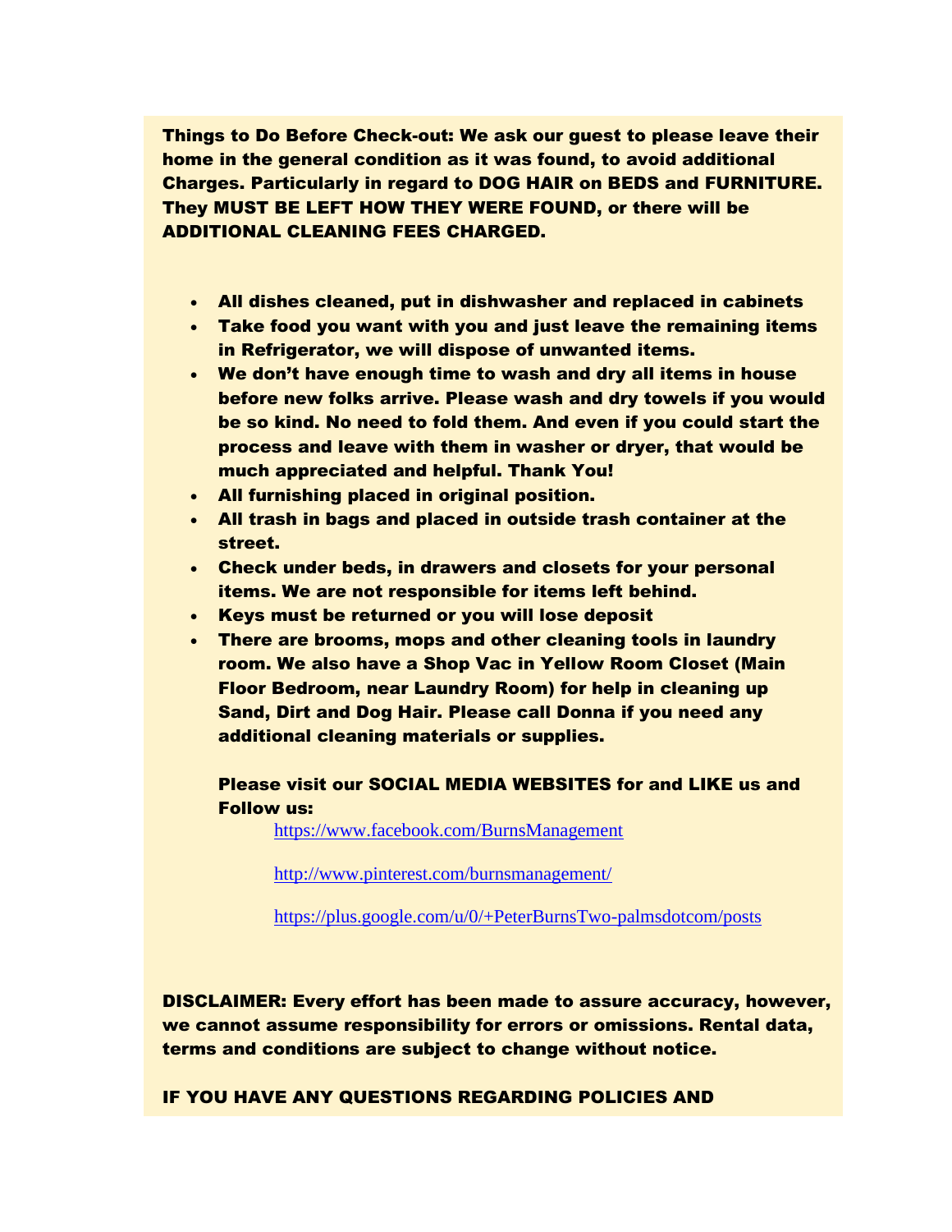**Things to Do Before Check-out: We ask our guest to please leave their home in the general condition as it was found, to avoid additional Charges. Particularly in regard to DOG HAIR on BEDS and FURNITURE. They MUST BE LEFT HOW THEY WERE FOUND, or there will be ADDITIONAL CLEANING FEES CHARGED.**

- **All dishes cleaned, put in dishwasher and replaced in cabinets**
- **Take food you want with you and just leave the remaining items in Refrigerator, we will dispose of unwanted items.**
- **We don't have enough time to wash and dry all items in house before new folks arrive. Please wash and dry towels if you would be so kind. No need to fold them. And even if you could start the process and leave with them in washer or dryer, that would be much appreciated and helpful. Thank You!**
- **All furnishing placed in original position.**
- **All trash in bags and placed in outside trash container at the street.**
- **Check under beds, in drawers and closets for your personal items. We are not responsible for items left behind.**
- **Keys must be returned or you will lose deposit**
- **There are brooms, mops and other cleaning tools in laundry room. We also have a Shop Vac in Yellow Room Closet (Main Floor Bedroom, near Laundry Room) for help in cleaning up Sand, Dirt and Dog Hair. Please call Donna if you need any additional cleaning materials or supplies.**

  **Please visit our SOCIAL MEDIA WEBSITES for and LIKE us and Follow us:**

  https://www.facebook.com/BurnsManagement

  http://www.pinterest.com/burnsmanagement/

  https://plus.google.com/u/0/+PeterBurnsTwo-palmsdotcom/posts

**DISCLAIMER: Every effort has been made to assure accuracy, however, we cannot assume responsibility for errors or omissions. Rental data, terms and conditions are subject to change without notice.**

**IF YOU HAVE ANY QUESTIONS REGARDING POLICIES AND**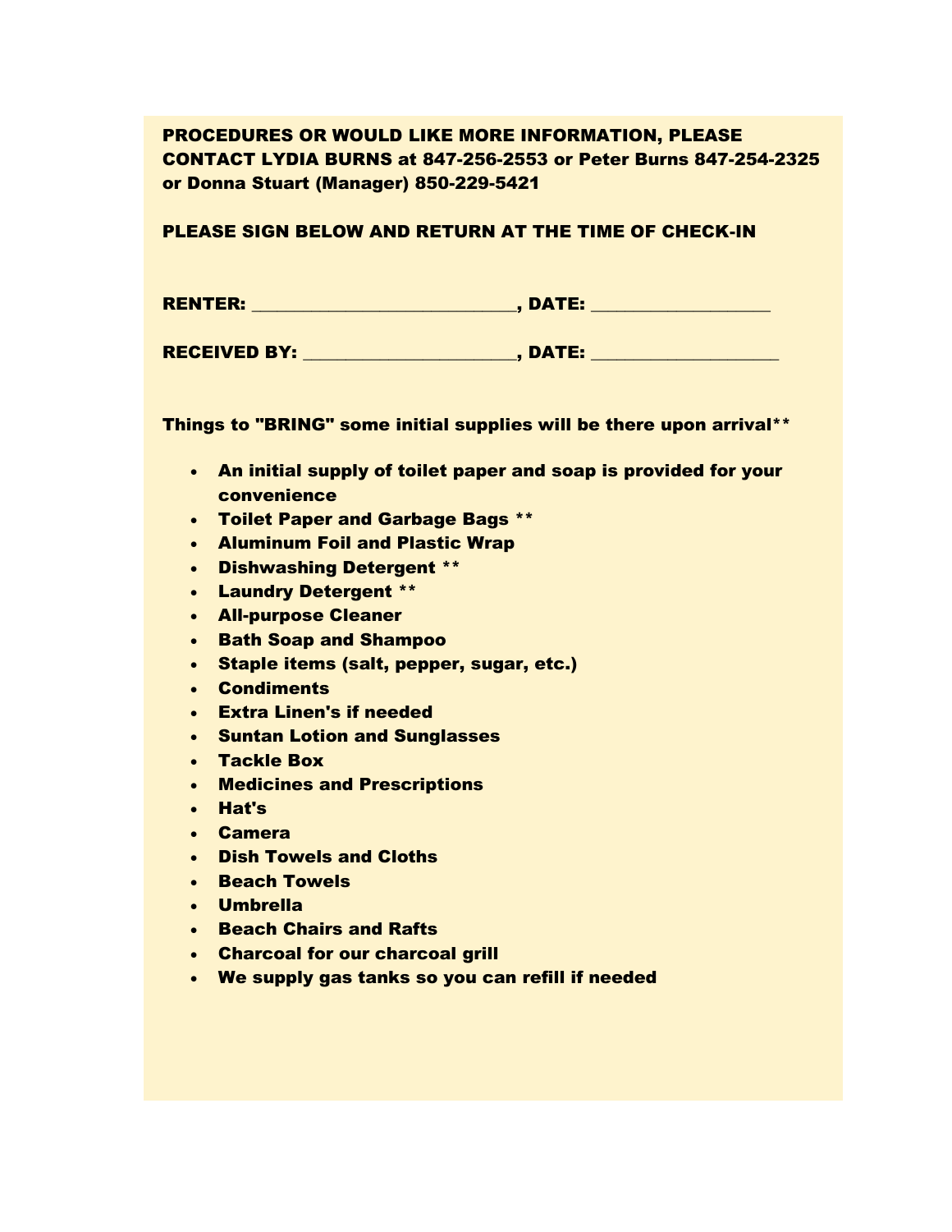**PROCEDURES OR WOULD LIKE MORE INFORMATION, PLEASE CONTACT LYDIA BURNS at 847-256-2553 or Peter Burns 847-254-2325 or Donna Stuart (Manager) 850-229-5421**

**PLEASE SIGN BELOW AND RETURN AT THE TIME OF CHECK-IN**

**RENTER: ___________________________, DATE: ___________________**

**RECEIVED BY: ______________________, DATE: ____________________**

**Things to "BRING" some initial supplies will be there upon arrival\*\***

- **An initial supply of toilet paper and soap is provided for your convenience**
- **Toilet Paper and Garbage Bags \*\***
- **Aluminum Foil and Plastic Wrap**
- **Dishwashing Detergent \*\***
- **Laundry Detergent \*\***
- **All-purpose Cleaner**
- **Bath Soap and Shampoo**
- **Staple items (salt, pepper, sugar, etc.)**
- **Condiments**
- **Extra Linen's if needed**
- **Suntan Lotion and Sunglasses**
- **Tackle Box**
- **Medicines and Prescriptions**
- **Hat's**
- **Camera**
- **Dish Towels and Cloths**
- **Beach Towels**
- **Umbrella**
- **Beach Chairs and Rafts**
- **Charcoal for our charcoal grill**
- **We supply gas tanks so you can refill if needed**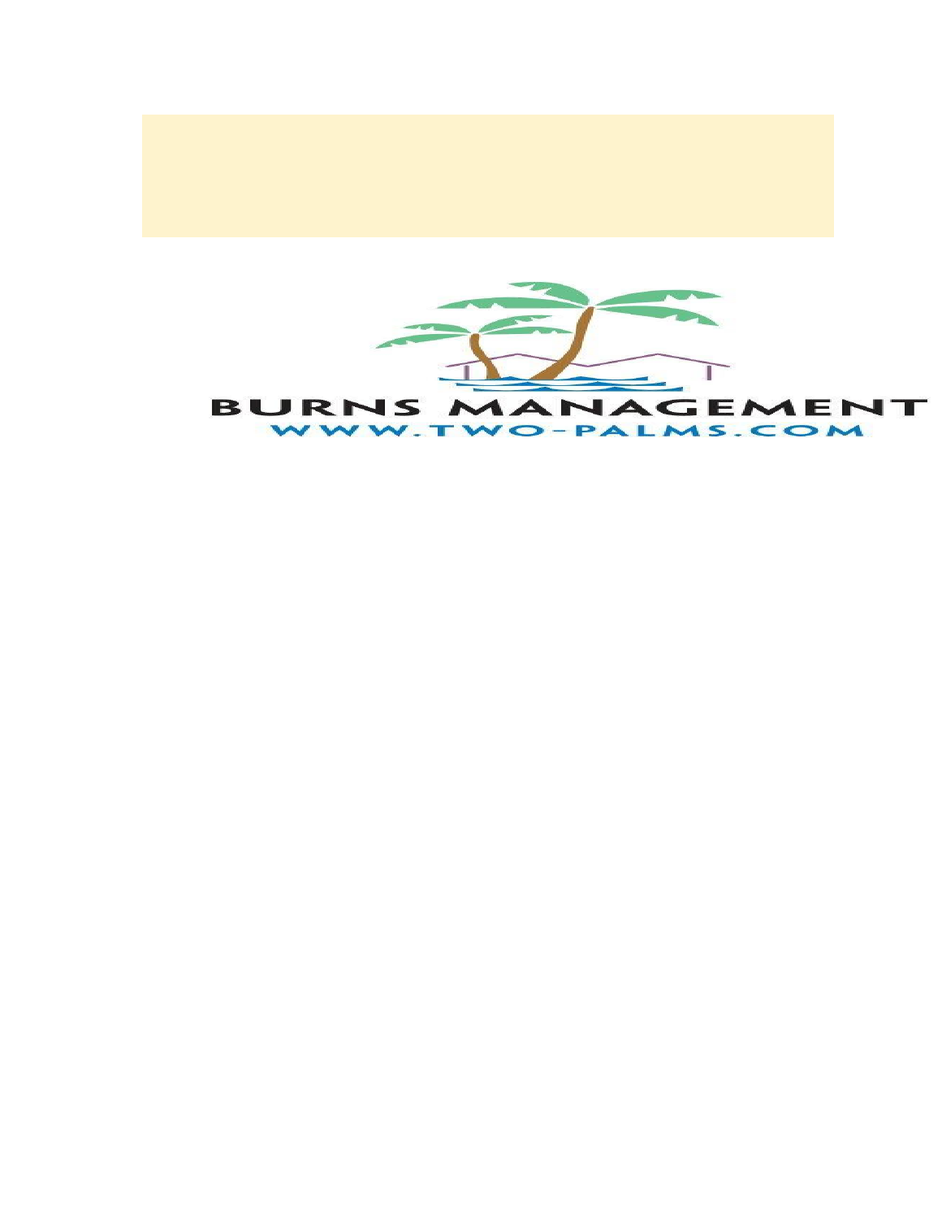BURNS MANAGEMENT

WWW.TWO-PALMS.COM